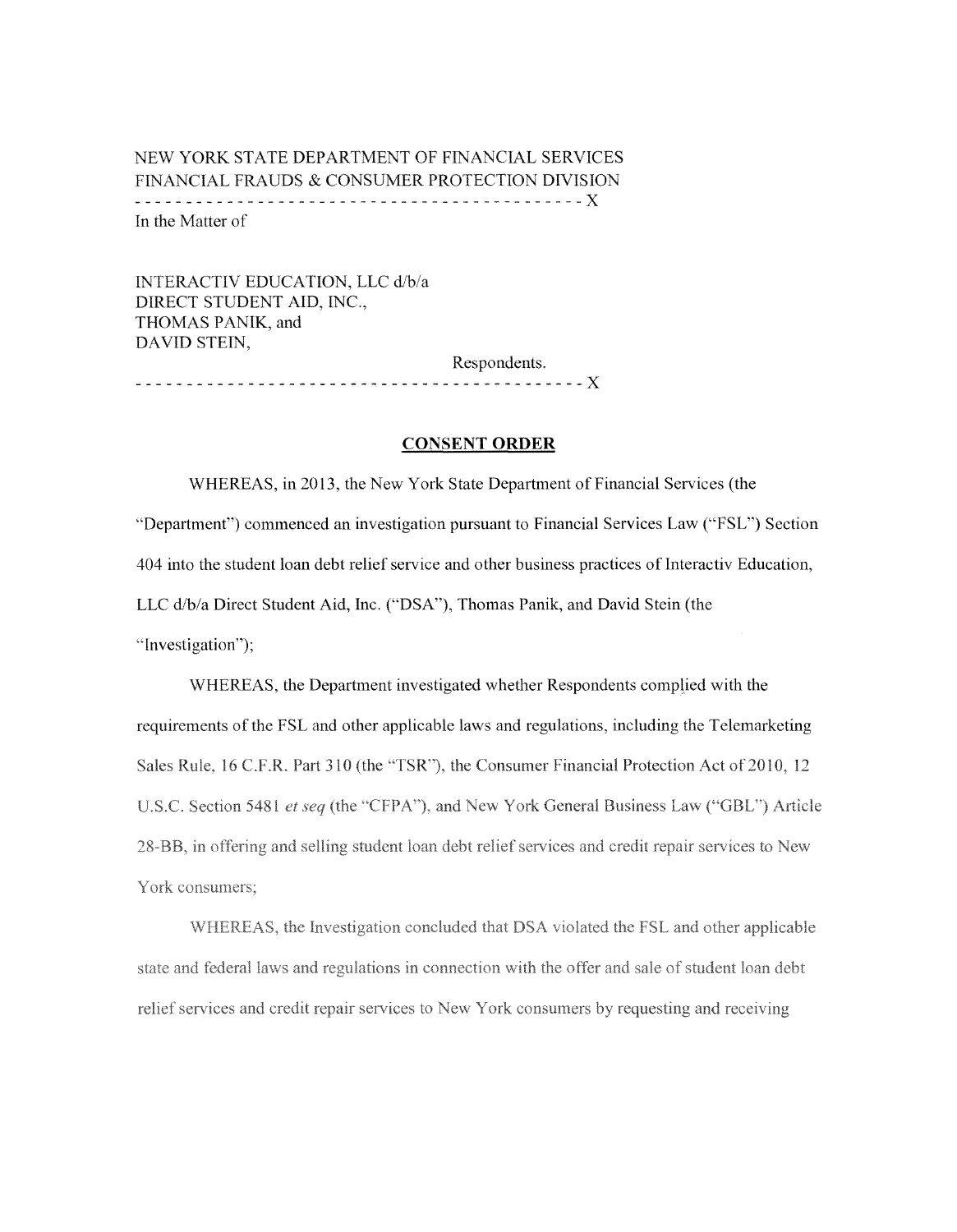NEW YORK STATE DEPARTMENT OF FINANCIAL SERVICES
FINANCIAL FRAUDS & CONSUMER PROTECTION DIVISION

- - - - - - - - - - - - - - - - - - - - - - - - - - - - - - - - - - - - - - - - - - - - X

In the Matter of

INTERACTIV EDUCATION, LLC d/b/a
DIRECT STUDENT AID, INC.,
THOMAS PANIK, and
DAVID STEIN,

Respondents.

- - - - - - - - - - - - - - - - - - - - - - - - - - - - - - - - - - - - - - - - - - - - X

## CONSENT ORDER

WHEREAS, in 2013, the New York State Department of Financial Services (the "Department") commenced an investigation pursuant to Financial Services Law ("FSL") Section 404 into the student loan debt relief service and other business practices of Interactiv Education, LLC d/b/a Direct Student Aid, Inc. ("DSA"), Thomas Panik, and David Stein (the "Investigation");

WHEREAS, the Department investigated whether Respondents complied with the requirements of the FSL and other applicable laws and regulations, including the Telemarketing Sales Rule, 16 C.F.R. Part 310 (the "TSR"), the Consumer Financial Protection Act of 2010, 12 U.S.C. Section 5481 *et seq* (the "CFPA"), and New York General Business Law ("GBL") Article 28-BB, in offering and selling student loan debt relief services and credit repair services to New York consumers;

WHEREAS, the Investigation concluded that DSA violated the FSL and other applicable state and federal laws and regulations in connection with the offer and sale of student loan debt relief services and credit repair services to New York consumers by requesting and receiving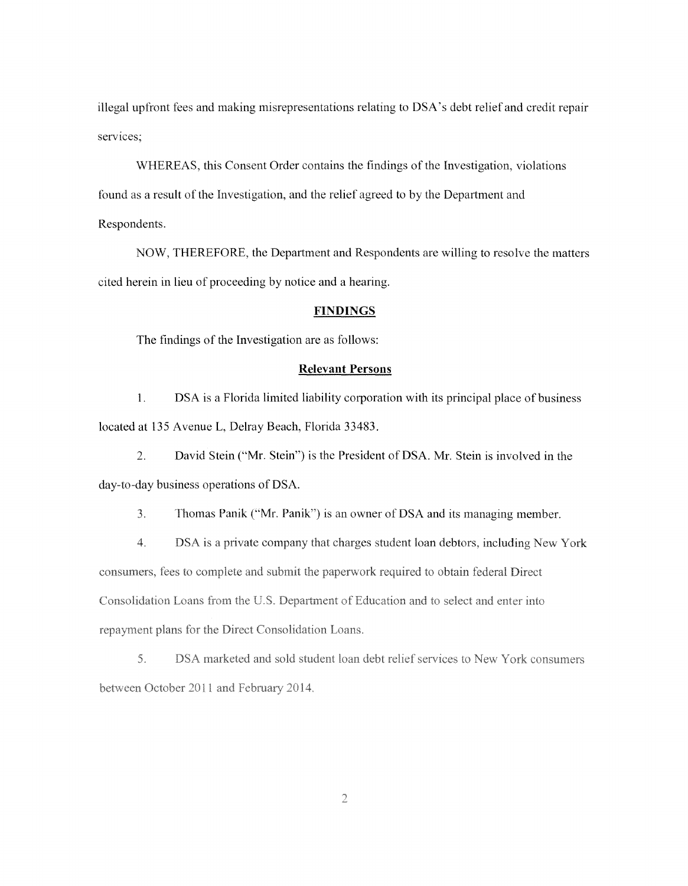illegal upfront fees and making misrepresentations relating to DSA's debt relief and credit repair services;

WHEREAS, this Consent Order contains the findings of the Investigation, violations found as a result of the Investigation, and the relief agreed to by the Department and Respondents.

NOW, THEREFORE, the Department and Respondents are willing to resolve the matters cited herein in lieu of proceeding by notice and a hearing.

## **FINDINGS**

The findings of the Investigation are as follows:

### **Relevant Persons**

1. DSA is a Florida limited liability corporation with its principal place of business located at 135 Avenue L, Delray Beach, Florida 33483.

2. David Stein ("Mr. Stein") is the President of DSA. Mr. Stein is involved in the day-to-day business operations of DSA.

3. Thomas Panik ("Mr. Panik") is an owner of DSA and its managing member.

4. DSA is a private company that charges student loan debtors, including New York consumers, fees to complete and submit the paperwork required to obtain federal Direct Consolidation Loans from the U.S. Department of Education and to select and enter into repayment plans for the Direct Consolidation Loans.

5. DSA marketed and sold student loan debt relief services to New York consumers between October 2011 and February 2014.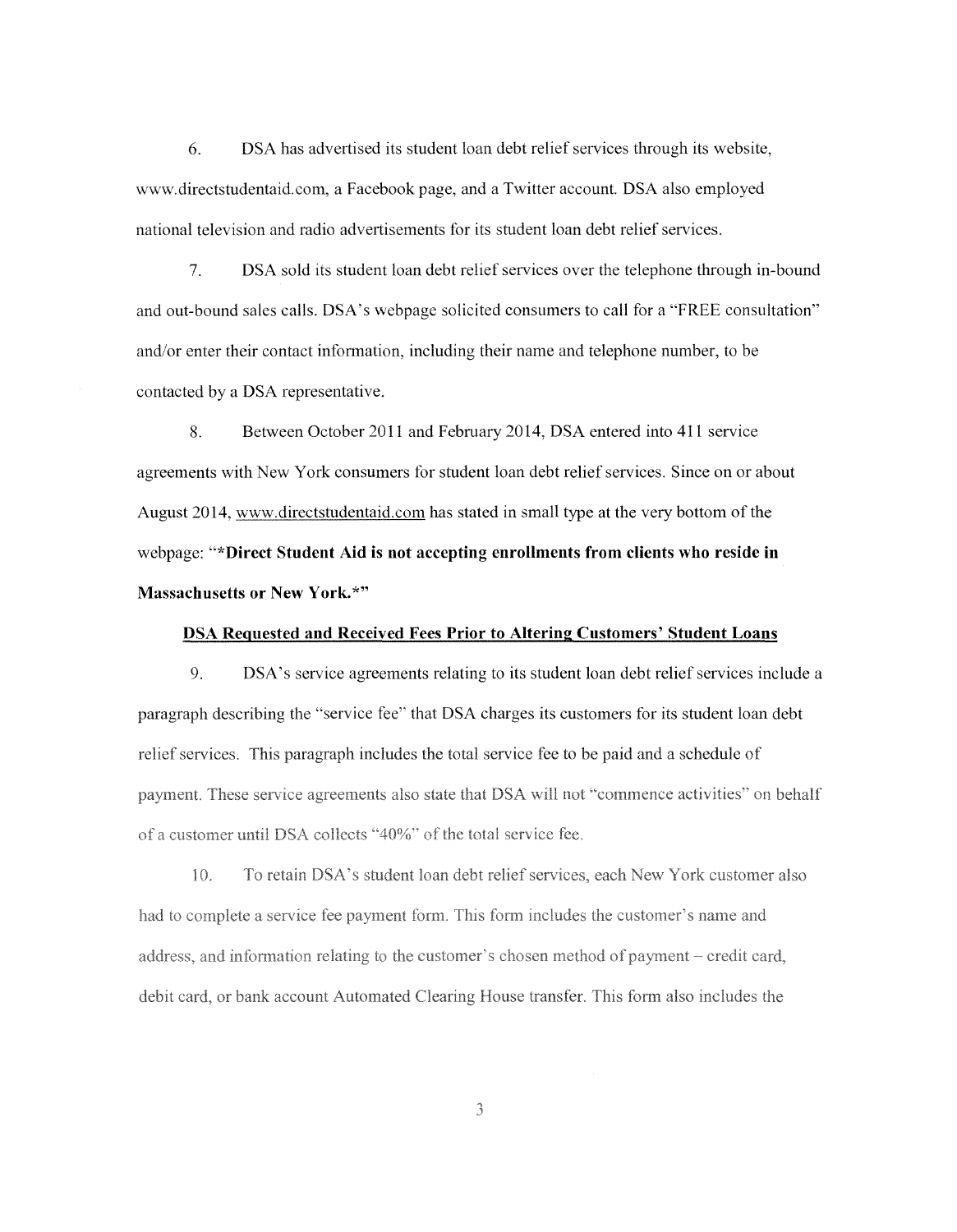6. DSA has advertised its student loan debt relief services through its website, www.directstudentaid.com, a Facebook page, and a Twitter account. DSA also employed national television and radio advertisements for its student loan debt relief services.

7. DSA sold its student loan debt relief services over the telephone through in-bound and out-bound sales calls. DSA's webpage solicited consumers to call for a "FREE consultation" and/or enter their contact information, including their name and telephone number, to be contacted by a DSA representative.

8. Between October 2011 and February 2014, DSA entered into 411 service agreements with New York consumers for student loan debt relief services. Since on or about August 2014, www.directstudentaid.com has stated in small type at the very bottom of the webpage: "***Direct Student Aid is not accepting enrollments from clients who reside in Massachusetts or New York.***"

**DSA Requested and Received Fees Prior to Altering Customers' Student Loans**

9. DSA's service agreements relating to its student loan debt relief services include a paragraph describing the "service fee" that DSA charges its customers for its student loan debt relief services. This paragraph includes the total service fee to be paid and a schedule of payment. These service agreements also state that DSA will not "commence activities" on behalf of a customer until DSA collects "40%" of the total service fee.

10. To retain DSA's student loan debt relief services, each New York customer also had to complete a service fee payment form. This form includes the customer's name and address, and information relating to the customer's chosen method of payment – credit card, debit card, or bank account Automated Clearing House transfer. This form also includes the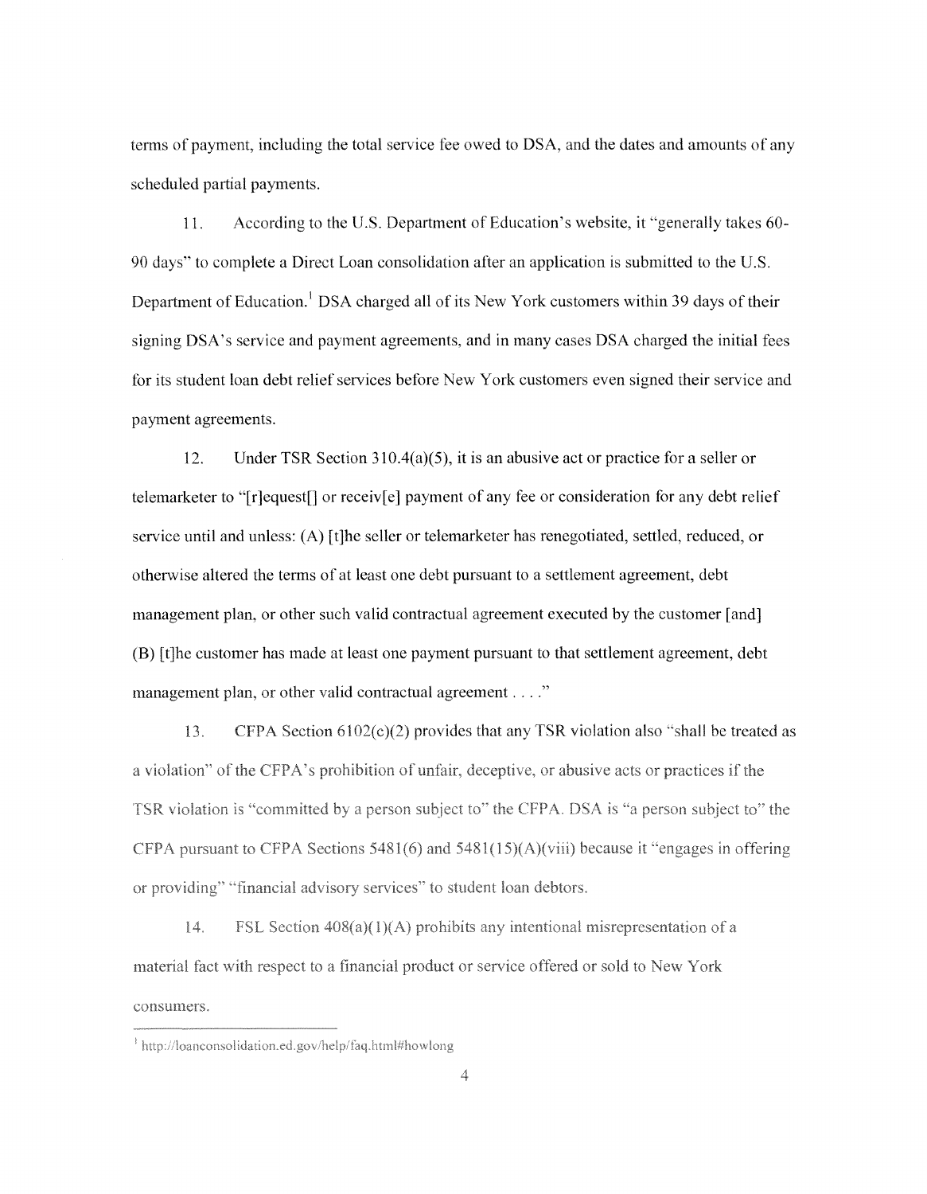terms of payment, including the total service fee owed to DSA, and the dates and amounts of any scheduled partial payments.

11. According to the U.S. Department of Education's website, it "generally takes 60-90 days" to complete a Direct Loan consolidation after an application is submitted to the U.S. Department of Education.[1] DSA charged all of its New York customers within 39 days of their signing DSA's service and payment agreements, and in many cases DSA charged the initial fees for its student loan debt relief services before New York customers even signed their service and payment agreements.

12. Under TSR Section 310.4(a)(5), it is an abusive act or practice for a seller or telemarketer to "[r]equest[] or receiv[e] payment of any fee or consideration for any debt relief service until and unless: (A) [t]he seller or telemarketer has renegotiated, settled, reduced, or otherwise altered the terms of at least one debt pursuant to a settlement agreement, debt management plan, or other such valid contractual agreement executed by the customer [and] (B) [t]he customer has made at least one payment pursuant to that settlement agreement, debt management plan, or other valid contractual agreement . . . ."

13. CFPA Section 6102(c)(2) provides that any TSR violation also "shall be treated as a violation" of the CFPA's prohibition of unfair, deceptive, or abusive acts or practices if the TSR violation is "committed by a person subject to" the CFPA. DSA is "a person subject to" the CFPA pursuant to CFPA Sections 5481(6) and 5481(15)(A)(viii) because it "engages in offering or providing" "financial advisory services" to student loan debtors.

14. FSL Section 408(a)(1)(A) prohibits any intentional misrepresentation of a material fact with respect to a financial product or service offered or sold to New York consumers.

---

[1] http://loanconsolidation.ed.gov/help/faq.html#howlong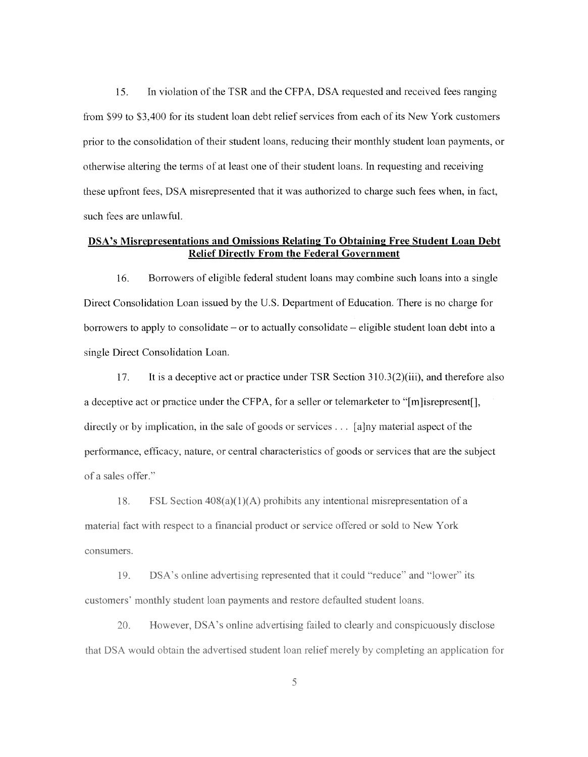15. In violation of the TSR and the CFPA, DSA requested and received fees ranging from $99 to $3,400 for its student loan debt relief services from each of its New York customers prior to the consolidation of their student loans, reducing their monthly student loan payments, or otherwise altering the terms of at least one of their student loans. In requesting and receiving these upfront fees, DSA misrepresented that it was authorized to charge such fees when, in fact, such fees are unlawful.

**DSA's Misrepresentations and Omissions Relating To Obtaining Free Student Loan Debt Relief Directly From the Federal Government**

16. Borrowers of eligible federal student loans may combine such loans into a single Direct Consolidation Loan issued by the U.S. Department of Education. There is no charge for borrowers to apply to consolidate – or to actually consolidate – eligible student loan debt into a single Direct Consolidation Loan.

17. It is a deceptive act or practice under TSR Section 310.3(2)(iii), and therefore also a deceptive act or practice under the CFPA, for a seller or telemarketer to "[m]isrepresent[], directly or by implication, in the sale of goods or services . . . [a]ny material aspect of the performance, efficacy, nature, or central characteristics of goods or services that are the subject of a sales offer."

18. FSL Section 408(a)(1)(A) prohibits any intentional misrepresentation of a material fact with respect to a financial product or service offered or sold to New York consumers.

19. DSA's online advertising represented that it could "reduce" and "lower" its customers' monthly student loan payments and restore defaulted student loans.

20. However, DSA's online advertising failed to clearly and conspicuously disclose that DSA would obtain the advertised student loan relief merely by completing an application for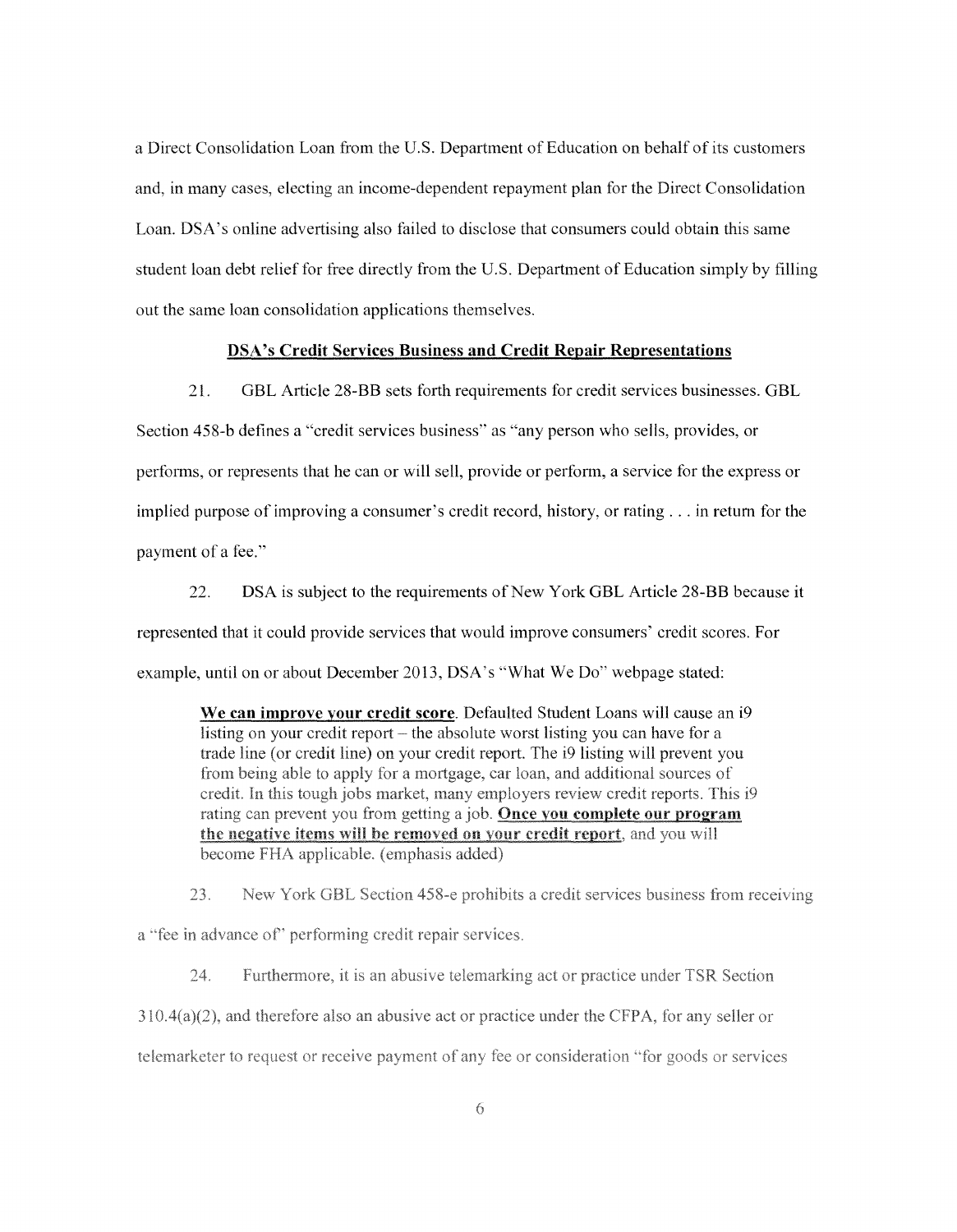a Direct Consolidation Loan from the U.S. Department of Education on behalf of its customers and, in many cases, electing an income-dependent repayment plan for the Direct Consolidation Loan. DSA's online advertising also failed to disclose that consumers could obtain this same student loan debt relief for free directly from the U.S. Department of Education simply by filling out the same loan consolidation applications themselves.

**DSA's Credit Services Business and Credit Repair Representations**

21. GBL Article 28-BB sets forth requirements for credit services businesses. GBL Section 458-b defines a "credit services business" as "any person who sells, provides, or performs, or represents that he can or will sell, provide or perform, a service for the express or implied purpose of improving a consumer's credit record, history, or rating . . . in return for the payment of a fee."

22. DSA is subject to the requirements of New York GBL Article 28-BB because it represented that it could provide services that would improve consumers' credit scores. For example, until on or about December 2013, DSA's "What We Do" webpage stated:

> **We can improve your credit score**. Defaulted Student Loans will cause an i9 listing on your credit report – the absolute worst listing you can have for a trade line (or credit line) on your credit report. The i9 listing will prevent you from being able to apply for a mortgage, car loan, and additional sources of credit. In this tough jobs market, many employers review credit reports. This i9 rating can prevent you from getting a job. **Once you complete our program the negative items will be removed on your credit report**, and you will become FHA applicable. (emphasis added)

23. New York GBL Section 458-e prohibits a credit services business from receiving a "fee in advance of" performing credit repair services.

24. Furthermore, it is an abusive telemarketing act or practice under TSR Section 310.4(a)(2), and therefore also an abusive act or practice under the CFPA, for any seller or telemarketer to request or receive payment of any fee or consideration "for goods or services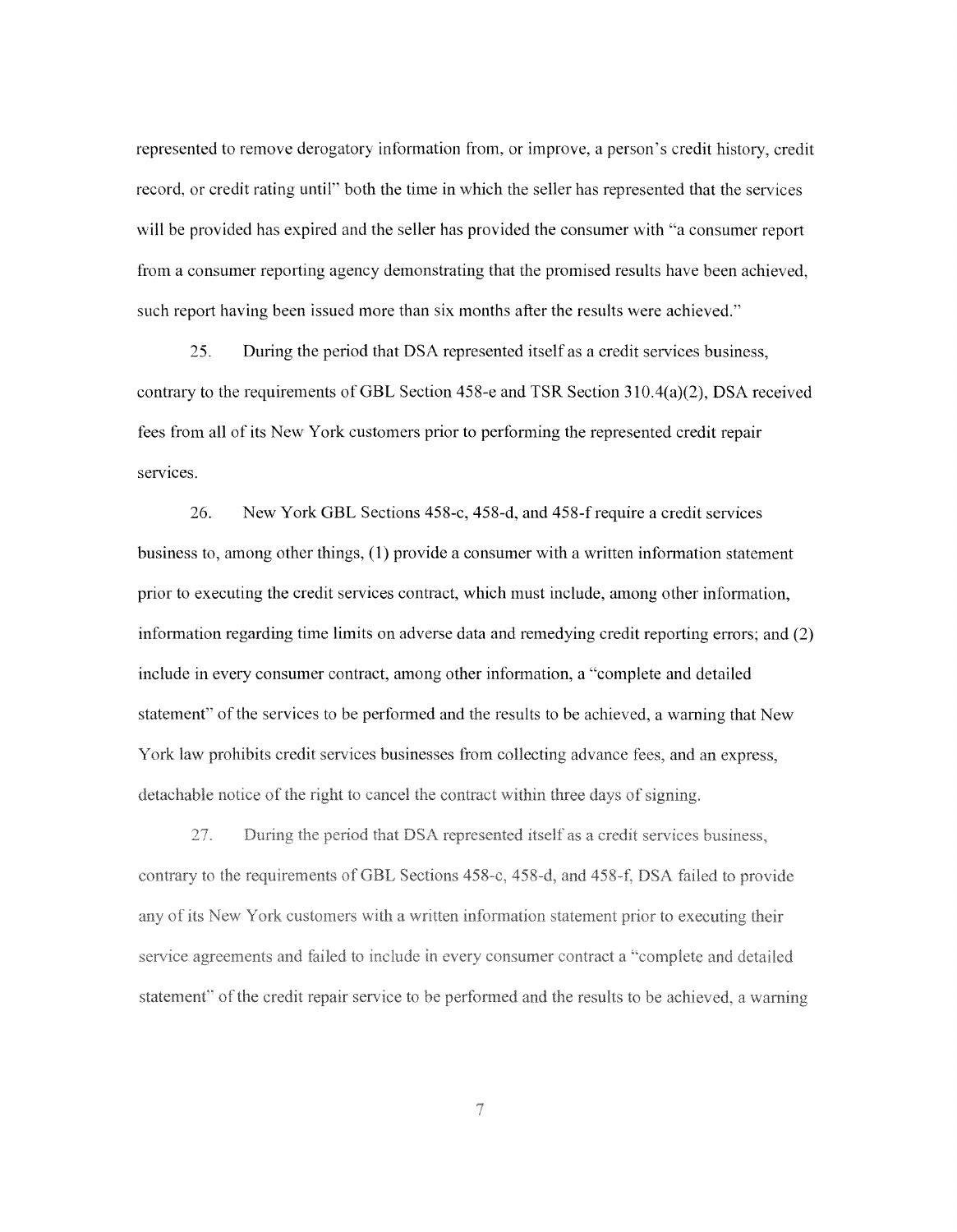represented to remove derogatory information from, or improve, a person's credit history, credit record, or credit rating until" both the time in which the seller has represented that the services will be provided has expired and the seller has provided the consumer with "a consumer report from a consumer reporting agency demonstrating that the promised results have been achieved, such report having been issued more than six months after the results were achieved."

25. During the period that DSA represented itself as a credit services business, contrary to the requirements of GBL Section 458-e and TSR Section 310.4(a)(2), DSA received fees from all of its New York customers prior to performing the represented credit repair services.

26. New York GBL Sections 458-c, 458-d, and 458-f require a credit services business to, among other things, (1) provide a consumer with a written information statement prior to executing the credit services contract, which must include, among other information, information regarding time limits on adverse data and remedying credit reporting errors; and (2) include in every consumer contract, among other information, a "complete and detailed statement" of the services to be performed and the results to be achieved, a warning that New York law prohibits credit services businesses from collecting advance fees, and an express, detachable notice of the right to cancel the contract within three days of signing.

27. During the period that DSA represented itself as a credit services business, contrary to the requirements of GBL Sections 458-c, 458-d, and 458-f, DSA failed to provide any of its New York customers with a written information statement prior to executing their service agreements and failed to include in every consumer contract a "complete and detailed statement" of the credit repair service to be performed and the results to be achieved, a warning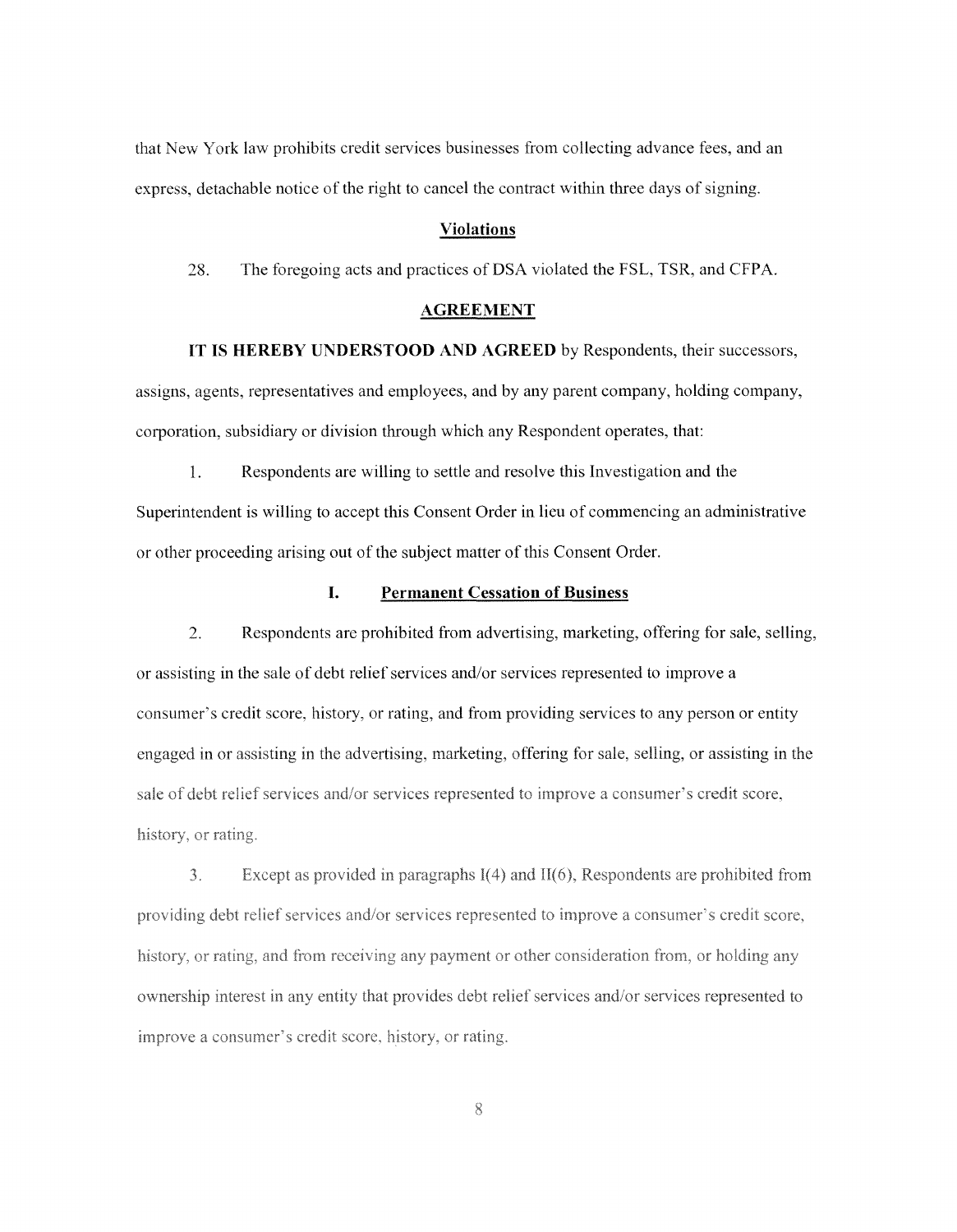that New York law prohibits credit services businesses from collecting advance fees, and an express, detachable notice of the right to cancel the contract within three days of signing.

## Violations

28. The foregoing acts and practices of DSA violated the FSL, TSR, and CFPA.

## AGREEMENT

**IT IS HEREBY UNDERSTOOD AND AGREED** by Respondents, their successors, assigns, agents, representatives and employees, and by any parent company, holding company, corporation, subsidiary or division through which any Respondent operates, that:

1. Respondents are willing to settle and resolve this Investigation and the Superintendent is willing to accept this Consent Order in lieu of commencing an administrative or other proceeding arising out of the subject matter of this Consent Order.

### I. Permanent Cessation of Business

2. Respondents are prohibited from advertising, marketing, offering for sale, selling, or assisting in the sale of debt relief services and/or services represented to improve a consumer's credit score, history, or rating, and from providing services to any person or entity engaged in or assisting in the advertising, marketing, offering for sale, selling, or assisting in the sale of debt relief services and/or services represented to improve a consumer's credit score, history, or rating.

3. Except as provided in paragraphs I(4) and II(6), Respondents are prohibited from providing debt relief services and/or services represented to improve a consumer's credit score, history, or rating, and from receiving any payment or other consideration from, or holding any ownership interest in any entity that provides debt relief services and/or services represented to improve a consumer's credit score, history, or rating.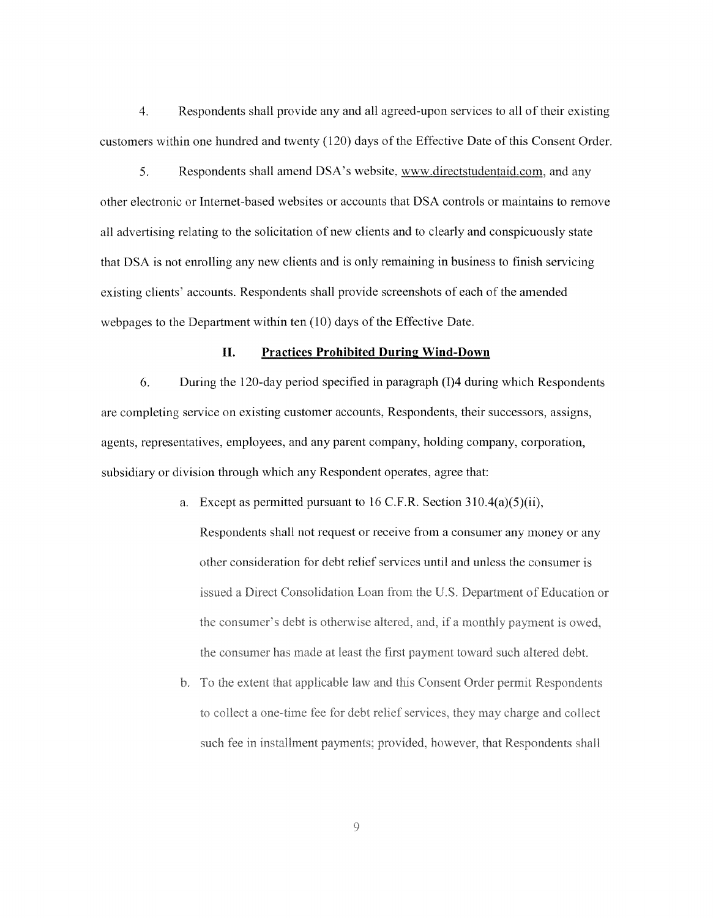4. Respondents shall provide any and all agreed-upon services to all of their existing customers within one hundred and twenty (120) days of the Effective Date of this Consent Order.

5. Respondents shall amend DSA's website, www.directstudentaid.com, and any other electronic or Internet-based websites or accounts that DSA controls or maintains to remove all advertising relating to the solicitation of new clients and to clearly and conspicuously state that DSA is not enrolling any new clients and is only remaining in business to finish servicing existing clients' accounts. Respondents shall provide screenshots of each of the amended webpages to the Department within ten (10) days of the Effective Date.

## II. Practices Prohibited During Wind-Down

6. During the 120-day period specified in paragraph (I)4 during which Respondents are completing service on existing customer accounts, Respondents, their successors, assigns, agents, representatives, employees, and any parent company, holding company, corporation, subsidiary or division through which any Respondent operates, agree that:

a. Except as permitted pursuant to 16 C.F.R. Section 310.4(a)(5)(ii), Respondents shall not request or receive from a consumer any money or any other consideration for debt relief services until and unless the consumer is issued a Direct Consolidation Loan from the U.S. Department of Education or the consumer's debt is otherwise altered, and, if a monthly payment is owed, the consumer has made at least the first payment toward such altered debt.

b. To the extent that applicable law and this Consent Order permit Respondents to collect a one-time fee for debt relief services, they may charge and collect such fee in installment payments; provided, however, that Respondents shall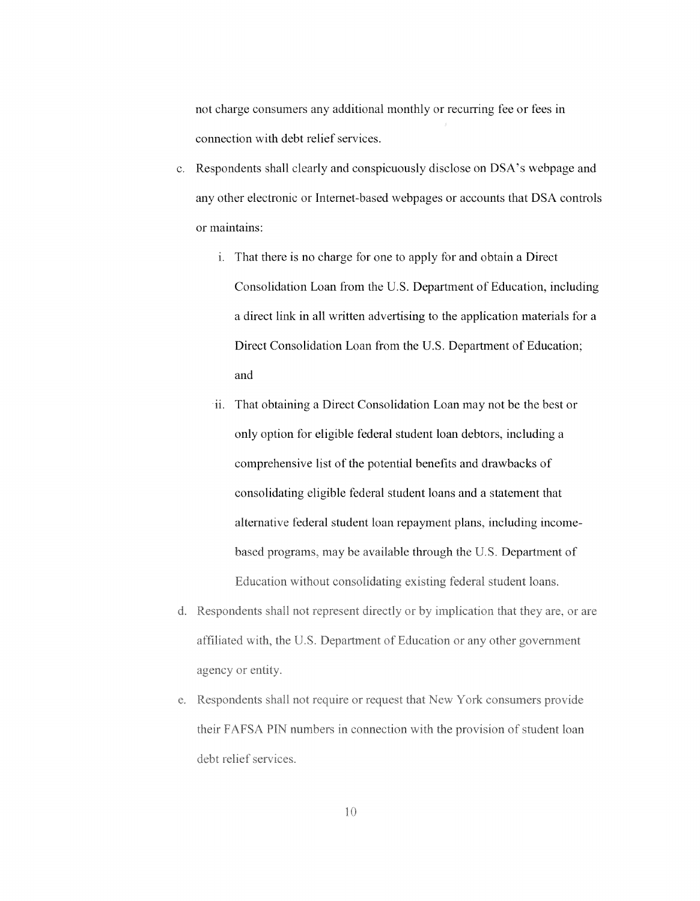not charge consumers any additional monthly or recurring fee or fees in connection with debt relief services.

c. Respondents shall clearly and conspicuously disclose on DSA's webpage and any other electronic or Internet-based webpages or accounts that DSA controls or maintains:

   i. That there is no charge for one to apply for and obtain a Direct Consolidation Loan from the U.S. Department of Education, including a direct link in all written advertising to the application materials for a Direct Consolidation Loan from the U.S. Department of Education; and

   ii. That obtaining a Direct Consolidation Loan may not be the best or only option for eligible federal student loan debtors, including a comprehensive list of the potential benefits and drawbacks of consolidating eligible federal student loans and a statement that alternative federal student loan repayment plans, including income-based programs, may be available through the U.S. Department of Education without consolidating existing federal student loans.

d. Respondents shall not represent directly or by implication that they are, or are affiliated with, the U.S. Department of Education or any other government agency or entity.

e. Respondents shall not require or request that New York consumers provide their FAFSA PIN numbers in connection with the provision of student loan debt relief services.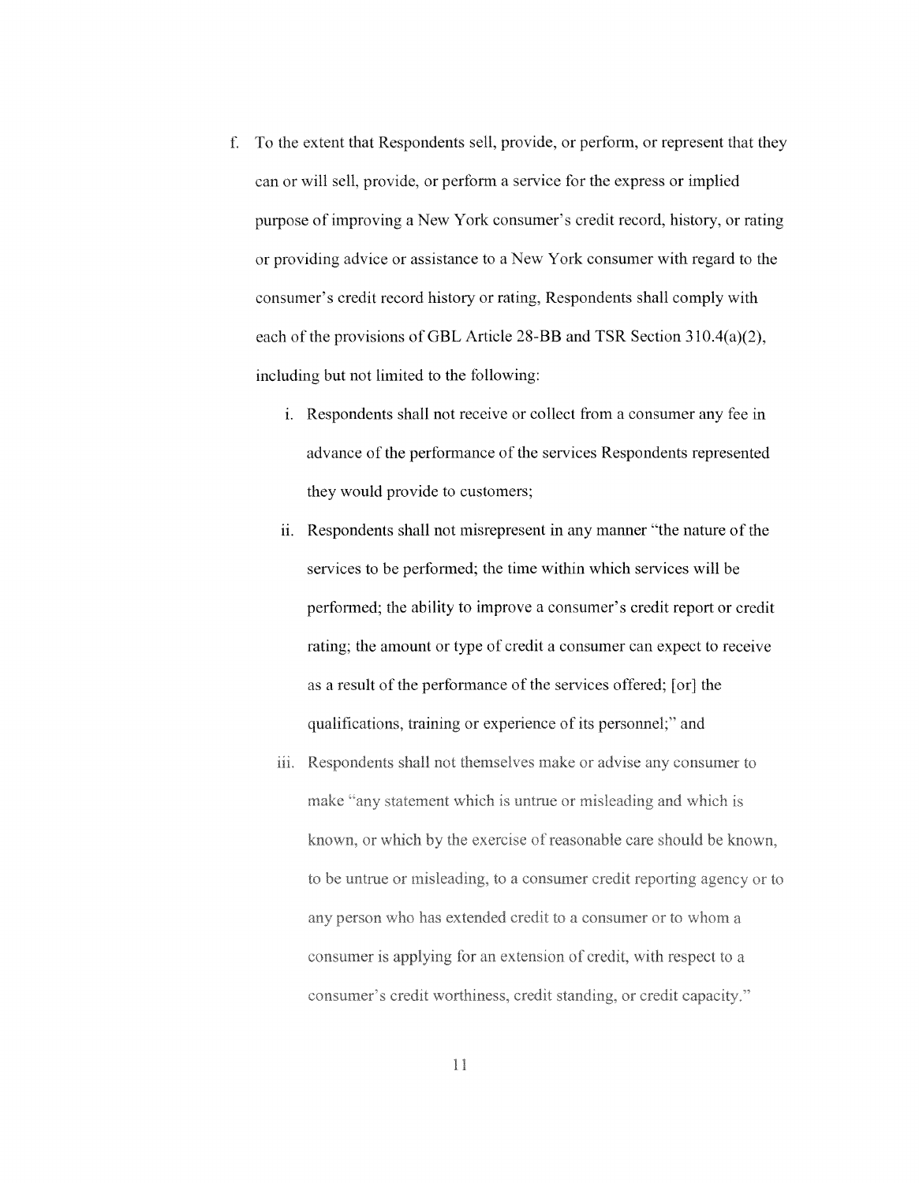f. To the extent that Respondents sell, provide, or perform, or represent that they can or will sell, provide, or perform a service for the express or implied purpose of improving a New York consumer's credit record, history, or rating or providing advice or assistance to a New York consumer with regard to the consumer's credit record history or rating, Respondents shall comply with each of the provisions of GBL Article 28-BB and TSR Section 310.4(a)(2), including but not limited to the following:

   i. Respondents shall not receive or collect from a consumer any fee in advance of the performance of the services Respondents represented they would provide to customers;

   ii. Respondents shall not misrepresent in any manner "the nature of the services to be performed; the time within which services will be performed; the ability to improve a consumer's credit report or credit rating; the amount or type of credit a consumer can expect to receive as a result of the performance of the services offered; [or] the qualifications, training or experience of its personnel;" and

   iii. Respondents shall not themselves make or advise any consumer to make "any statement which is untrue or misleading and which is known, or which by the exercise of reasonable care should be known, to be untrue or misleading, to a consumer credit reporting agency or to any person who has extended credit to a consumer or to whom a consumer is applying for an extension of credit, with respect to a consumer's credit worthiness, credit standing, or credit capacity."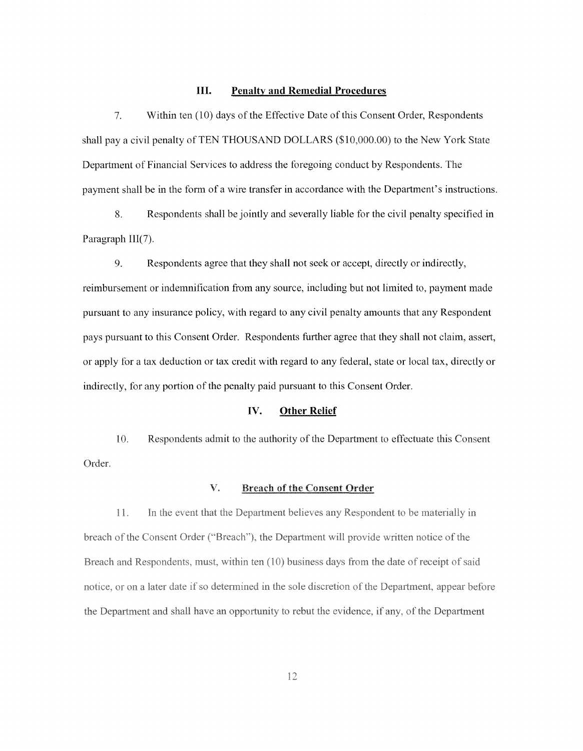## III. Penalty and Remedial Procedures

7. Within ten (10) days of the Effective Date of this Consent Order, Respondents shall pay a civil penalty of TEN THOUSAND DOLLARS ($10,000.00) to the New York State Department of Financial Services to address the foregoing conduct by Respondents. The payment shall be in the form of a wire transfer in accordance with the Department's instructions.

8. Respondents shall be jointly and severally liable for the civil penalty specified in Paragraph III(7).

9. Respondents agree that they shall not seek or accept, directly or indirectly, reimbursement or indemnification from any source, including but not limited to, payment made pursuant to any insurance policy, with regard to any civil penalty amounts that any Respondent pays pursuant to this Consent Order. Respondents further agree that they shall not claim, assert, or apply for a tax deduction or tax credit with regard to any federal, state or local tax, directly or indirectly, for any portion of the penalty paid pursuant to this Consent Order.

## IV. Other Relief

10. Respondents admit to the authority of the Department to effectuate this Consent Order.

## V. Breach of the Consent Order

11. In the event that the Department believes any Respondent to be materially in breach of the Consent Order ("Breach"), the Department will provide written notice of the Breach and Respondents, must, within ten (10) business days from the date of receipt of said notice, or on a later date if so determined in the sole discretion of the Department, appear before the Department and shall have an opportunity to rebut the evidence, if any, of the Department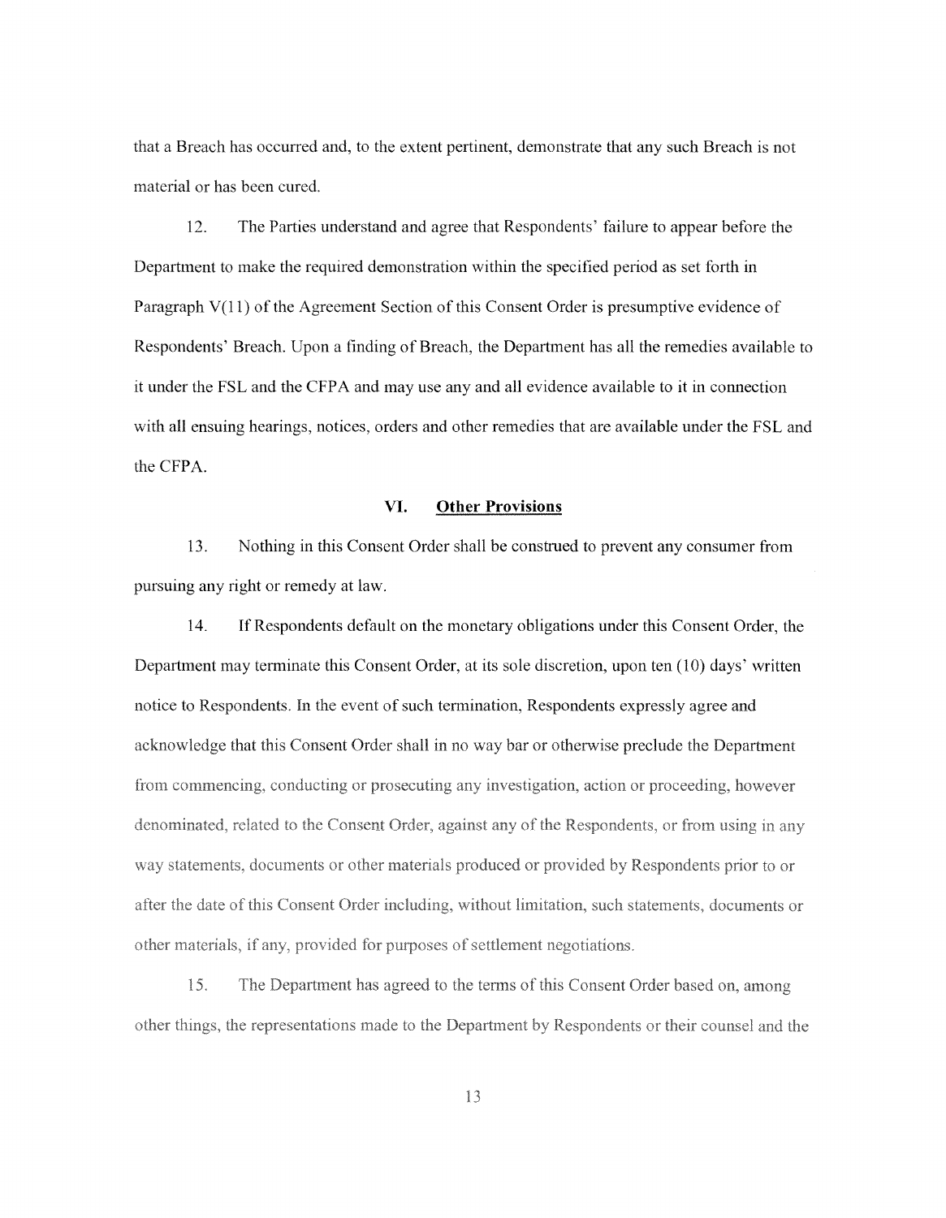that a Breach has occurred and, to the extent pertinent, demonstrate that any such Breach is not material or has been cured.

12. The Parties understand and agree that Respondents' failure to appear before the Department to make the required demonstration within the specified period as set forth in Paragraph V(11) of the Agreement Section of this Consent Order is presumptive evidence of Respondents' Breach. Upon a finding of Breach, the Department has all the remedies available to it under the FSL and the CFPA and may use any and all evidence available to it in connection with all ensuing hearings, notices, orders and other remedies that are available under the FSL and the CFPA.

## VI. Other Provisions

13. Nothing in this Consent Order shall be construed to prevent any consumer from pursuing any right or remedy at law.

14. If Respondents default on the monetary obligations under this Consent Order, the Department may terminate this Consent Order, at its sole discretion, upon ten (10) days' written notice to Respondents. In the event of such termination, Respondents expressly agree and acknowledge that this Consent Order shall in no way bar or otherwise preclude the Department from commencing, conducting or prosecuting any investigation, action or proceeding, however denominated, related to the Consent Order, against any of the Respondents, or from using in any way statements, documents or other materials produced or provided by Respondents prior to or after the date of this Consent Order including, without limitation, such statements, documents or other materials, if any, provided for purposes of settlement negotiations.

15. The Department has agreed to the terms of this Consent Order based on, among other things, the representations made to the Department by Respondents or their counsel and the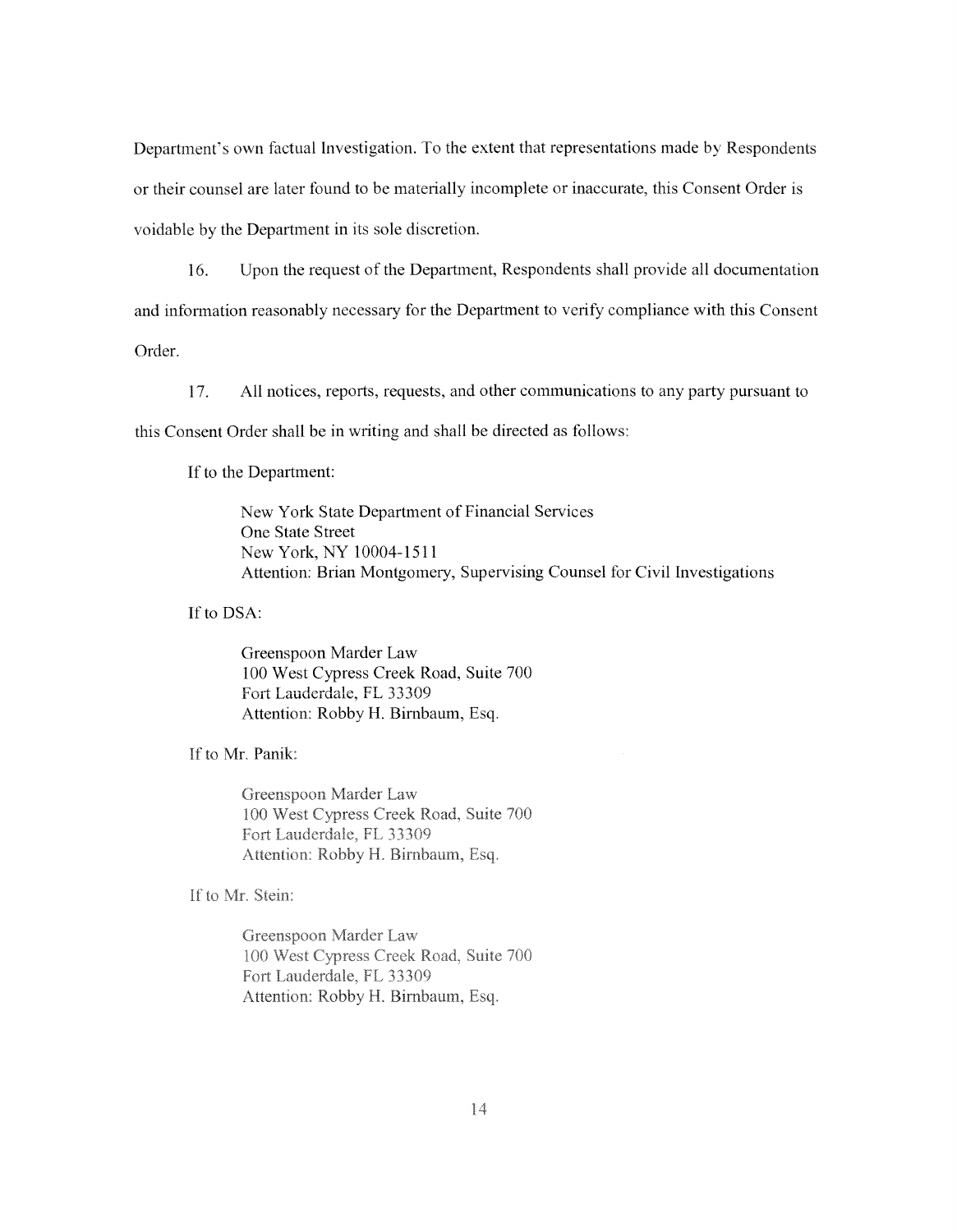Department's own factual Investigation. To the extent that representations made by Respondents or their counsel are later found to be materially incomplete or inaccurate, this Consent Order is voidable by the Department in its sole discretion.

16. Upon the request of the Department, Respondents shall provide all documentation and information reasonably necessary for the Department to verify compliance with this Consent Order.

17. All notices, reports, requests, and other communications to any party pursuant to this Consent Order shall be in writing and shall be directed as follows:

If to the Department:

> New York State Department of Financial Services
> One State Street
> New York, NY 10004-1511
> Attention: Brian Montgomery, Supervising Counsel for Civil Investigations

If to DSA:

> Greenspoon Marder Law
> 100 West Cypress Creek Road, Suite 700
> Fort Lauderdale, FL 33309
> Attention: Robby H. Birnbaum, Esq.

If to Mr. Panik:

> Greenspoon Marder Law
> 100 West Cypress Creek Road, Suite 700
> Fort Lauderdale, FL 33309
> Attention: Robby H. Birnbaum, Esq.

If to Mr. Stein:

> Greenspoon Marder Law
> 100 West Cypress Creek Road, Suite 700
> Fort Lauderdale, FL 33309
> Attention: Robby H. Birnbaum, Esq.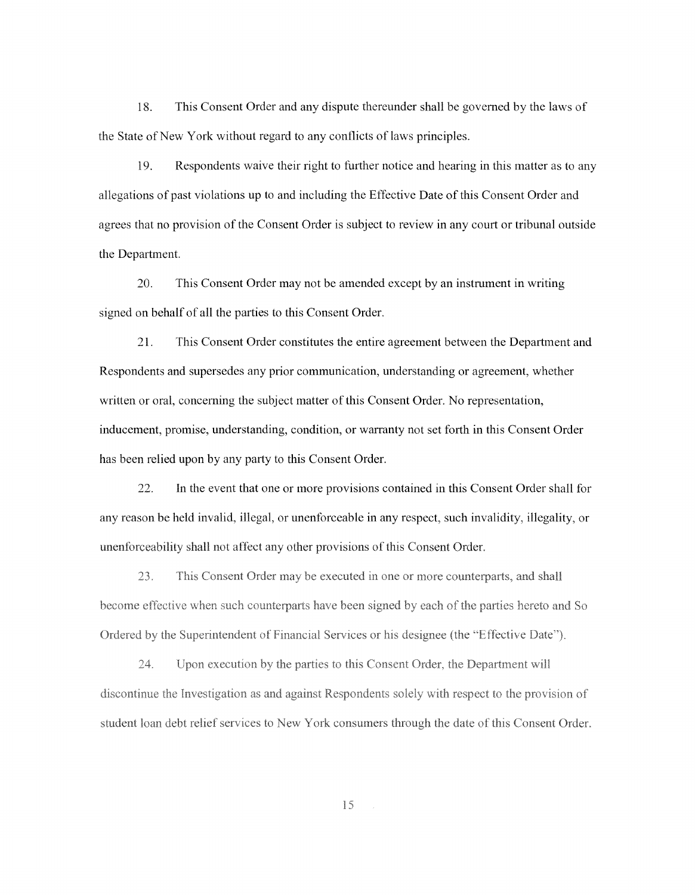18. This Consent Order and any dispute thereunder shall be governed by the laws of the State of New York without regard to any conflicts of laws principles.

19. Respondents waive their right to further notice and hearing in this matter as to any allegations of past violations up to and including the Effective Date of this Consent Order and agrees that no provision of the Consent Order is subject to review in any court or tribunal outside the Department.

20. This Consent Order may not be amended except by an instrument in writing signed on behalf of all the parties to this Consent Order.

21. This Consent Order constitutes the entire agreement between the Department and Respondents and supersedes any prior communication, understanding or agreement, whether written or oral, concerning the subject matter of this Consent Order. No representation, inducement, promise, understanding, condition, or warranty not set forth in this Consent Order has been relied upon by any party to this Consent Order.

22. In the event that one or more provisions contained in this Consent Order shall for any reason be held invalid, illegal, or unenforceable in any respect, such invalidity, illegality, or unenforceability shall not affect any other provisions of this Consent Order.

23. This Consent Order may be executed in one or more counterparts, and shall become effective when such counterparts have been signed by each of the parties hereto and So Ordered by the Superintendent of Financial Services or his designee (the "Effective Date").

24. Upon execution by the parties to this Consent Order, the Department will discontinue the Investigation as and against Respondents solely with respect to the provision of student loan debt relief services to New York consumers through the date of this Consent Order.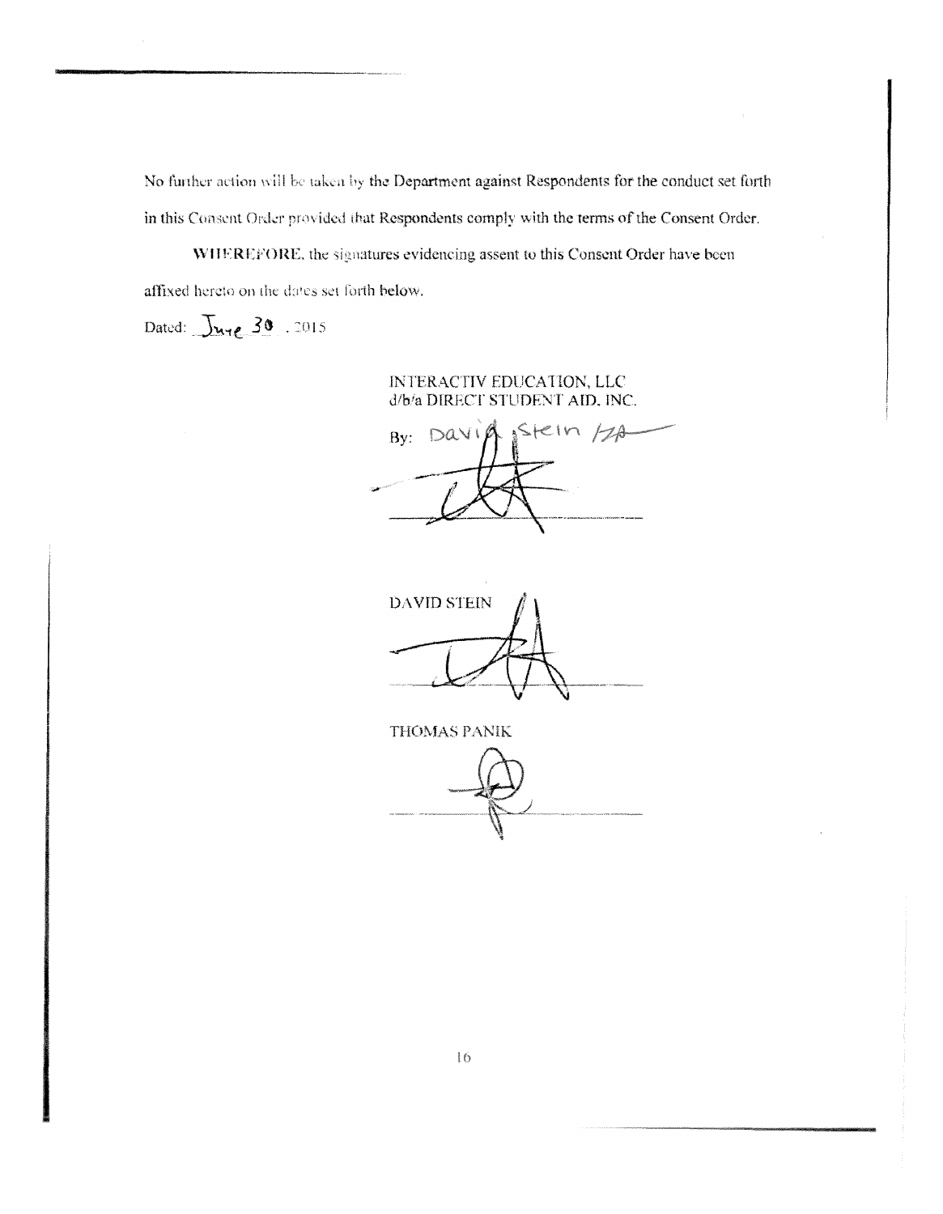No further action will be taken by the Department against Respondents for the conduct set forth in this Consent Order provided that Respondents comply with the terms of the Consent Order.

**WHEREFORE**, the signatures evidencing assent to this Consent Order have been affixed hereto on the dates set forth below.

Dated: June 30, 2015

INTERACTIV EDUCATION, LLC
d/b/a DIRECT STUDENT AID, INC.

By: David Stein

_______________________

DAVID STEIN

_______________________

THOMAS PANIK

_______________________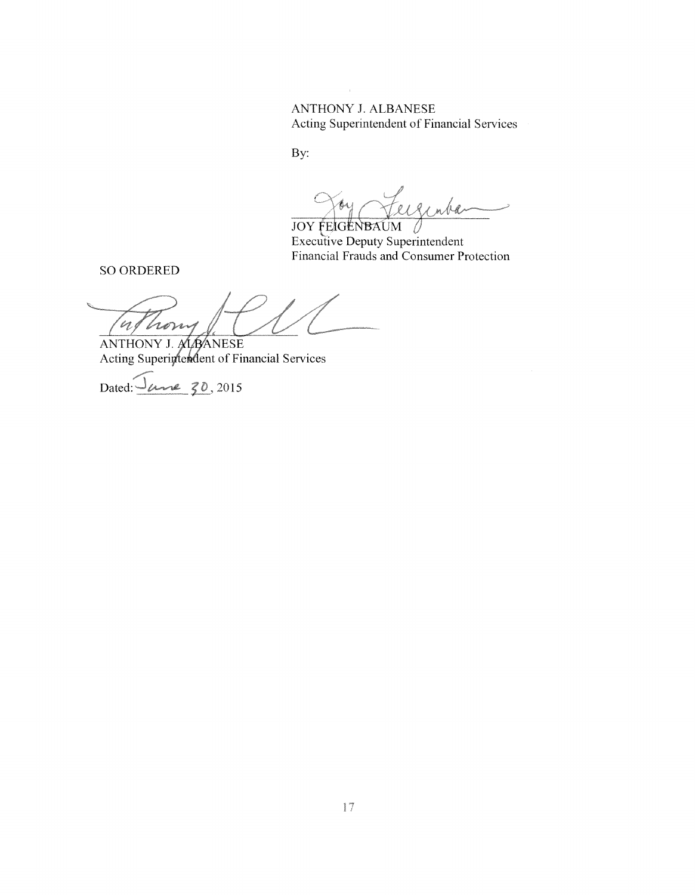ANTHONY J. ALBANESE
Acting Superintendent of Financial Services

By:

JOY FEIGENBAUM
Executive Deputy Superintendent
Financial Frauds and Consumer Protection

SO ORDERED

ANTHONY J. ALBANESE
Acting Superintendent of Financial Services

Dated: June 30, 2015